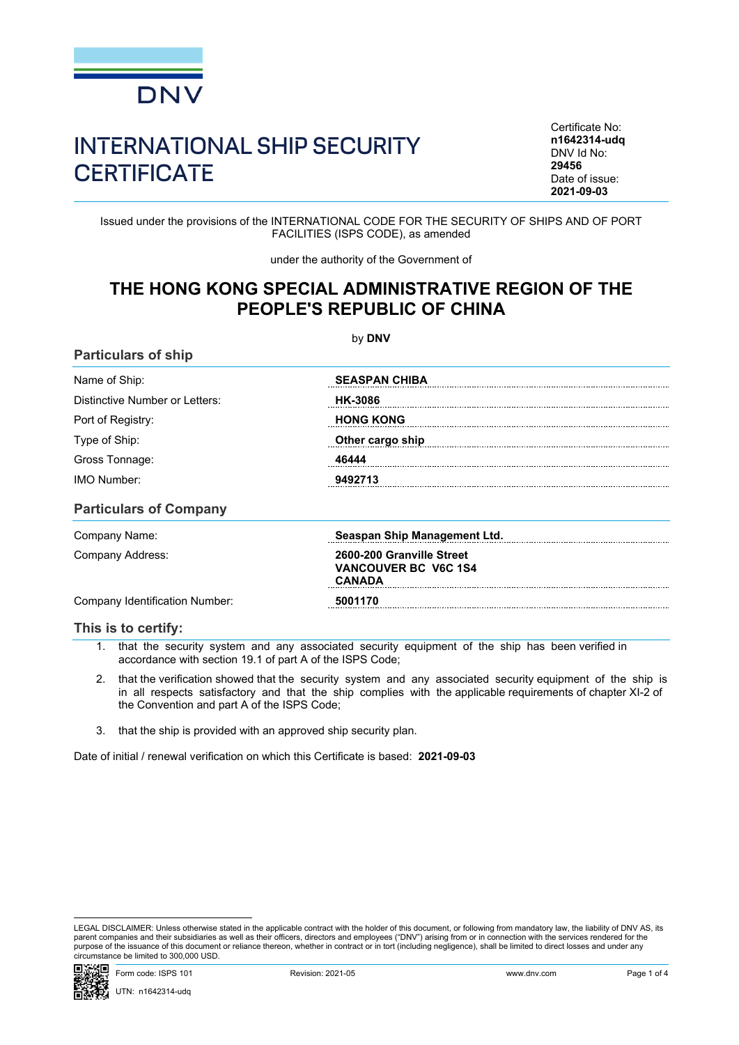DNV

# INTERNATIONAL SHIP SECURITY CERTIFICATE

Certificate No:
**n1642314-udq**
DNV Id No:
**29456**
Date of issue:
**2021-09-03**

Issued under the provisions of the INTERNATIONAL CODE FOR THE SECURITY OF SHIPS AND OF PORT FACILITIES (ISPS CODE), as amended

under the authority of the Government of

## THE HONG KONG SPECIAL ADMINISTRATIVE REGION OF THE PEOPLE'S REPUBLIC OF CHINA

by **DNV**

### Particulars of ship

| | |
|---|---|
| Name of Ship: | **SEASPAN CHIBA** |
| Distinctive Number or Letters: | **HK-3086** |
| Port of Registry: | **HONG KONG** |
| Type of Ship: | **Other cargo ship** |
| Gross Tonnage: | **46444** |
| IMO Number: | **9492713** |

### Particulars of Company

| | |
|---|---|
| Company Name: | **Seaspan Ship Management Ltd.** |
| Company Address: | **2600-200 Granville Street VANCOUVER BC V6C 1S4 CANADA** |
| Company Identification Number: | **5001170** |

### This is to certify:

1. that the security system and any associated security equipment of the ship has been verified in accordance with section 19.1 of part A of the ISPS Code;
2. that the verification showed that the security system and any associated security equipment of the ship is in all respects satisfactory and that the ship complies with the applicable requirements of chapter XI-2 of the Convention and part A of the ISPS Code;
3. that the ship is provided with an approved ship security plan.

Date of initial / renewal verification on which this Certificate is based: **2021-09-03**

LEGAL DISCLAIMER: Unless otherwise stated in the applicable contract with the holder of this document, or following from mandatory law, the liability of DNV AS, its parent companies and their subsidiaries as well as their officers, directors and employees ("DNV") arising from or in connection with the services rendered for the purpose of the issuance of this document or reliance thereon, whether in contract or in tort (including negligence), shall be limited to direct losses and under any circumstance be limited to 300,000 USD.

Form code: ISPS 101 Revision: 2021-05 www.dnv.com

UTN: n1642314-udq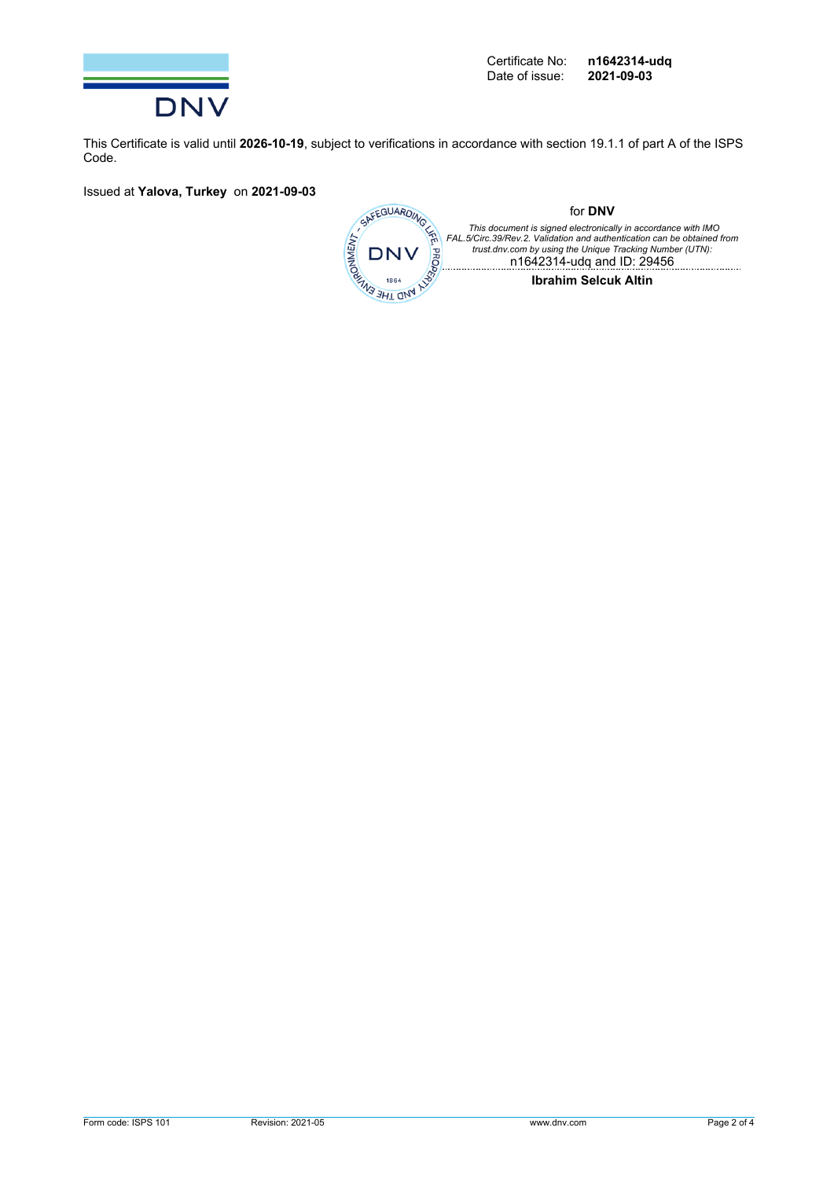DNV

Certificate No: **n1642314-udq**
Date of issue: **2021-09-03**

This Certificate is valid until **2026-10-19**, subject to verifications in accordance with section 19.1.1 of part A of the ISPS Code.

Issued at **Yalova, Turkey** on **2021-09-03**

for **DNV**

*This document is signed electronically in accordance with IMO FAL.5/Circ.39/Rev.2. Validation and authentication can be obtained from trust.dnv.com by using the Unique Tracking Number (UTN):*
n1642314-udq and ID: 29456

**Ibrahim Selcuk Altin**

Form code: ISPS 101 Revision: 2021-05 www.dnv.com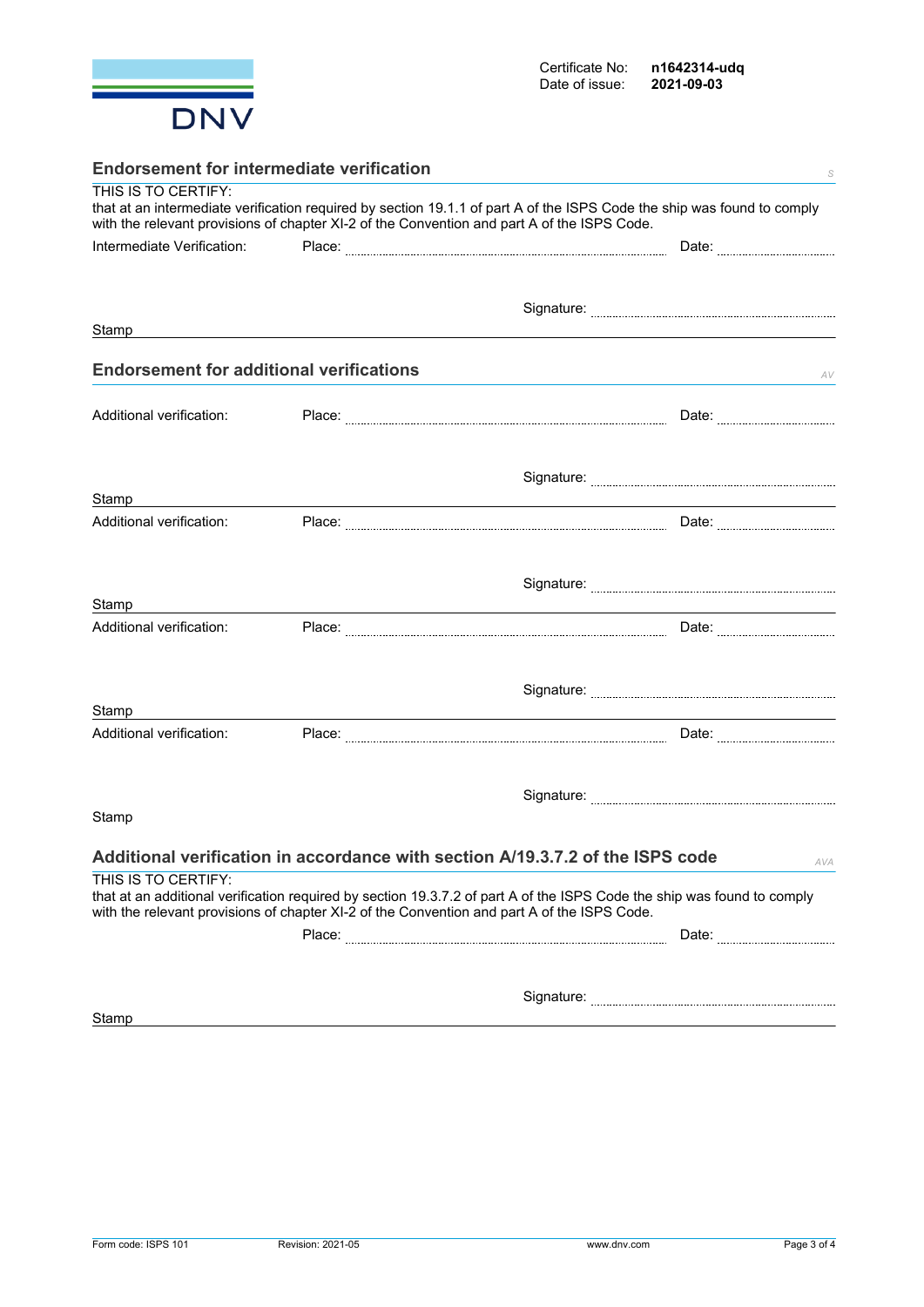DNV

Certificate No: **n1642314-udq**
Date of issue: **2021-09-03**

## Endorsement for intermediate verification

*S*

THIS IS TO CERTIFY:
that at an intermediate verification required by section 19.1.1 of part A of the ISPS Code the ship was found to comply with the relevant provisions of chapter XI-2 of the Convention and part A of the ISPS Code.

Intermediate Verification: Place: ........................................ Date: ....................

Signature: ........................................

Stamp

## Endorsement for additional verifications

*AV*

Additional verification: Place: ........................................ Date: ....................

Signature: ........................................

Stamp

Additional verification: Place: ........................................ Date: ....................

Signature: ........................................

Stamp

Additional verification: Place: ........................................ Date: ....................

Signature: ........................................

Stamp

Additional verification: Place: ........................................ Date: ....................

Signature: ........................................

Stamp

## Additional verification in accordance with section A/19.3.7.2 of the ISPS code

*AVA*

THIS IS TO CERTIFY:
that at an additional verification required by section 19.3.7.2 of part A of the ISPS Code the ship was found to comply with the relevant provisions of chapter XI-2 of the Convention and part A of the ISPS Code.

Place: ........................................ Date: ....................

Signature: ........................................

Stamp

Form code: ISPS 101 Revision: 2021-05 www.dnv.com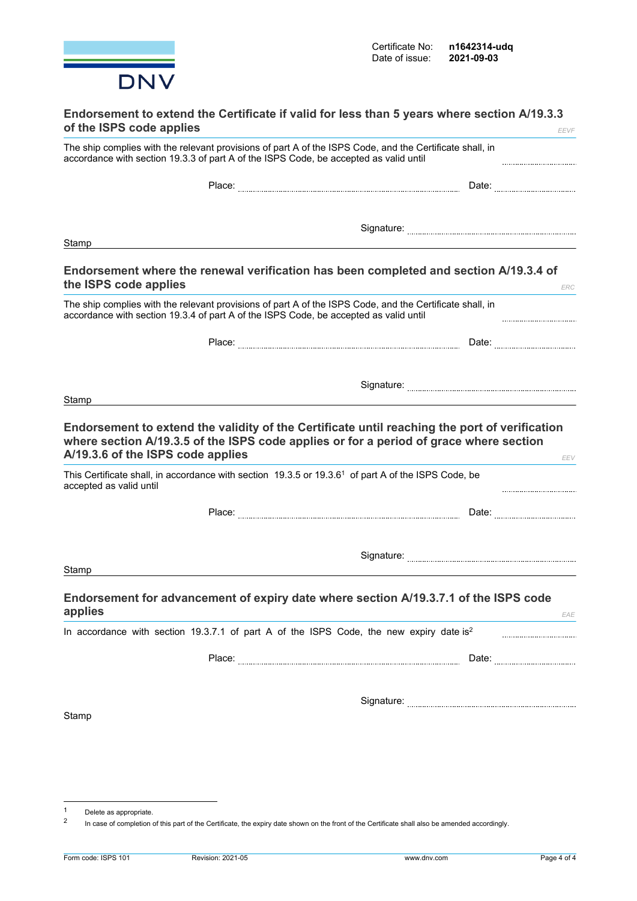Certificate No: **n1642314-udq**
Date of issue: **2021-09-03**

## Endorsement to extend the Certificate if valid for less than 5 years where section A/19.3.3 of the ISPS code applies

*EEVF*

The ship complies with the relevant provisions of part A of the ISPS Code, and the Certificate shall, in accordance with section 19.3.3 of part A of the ISPS Code, be accepted as valid until ..................

Place: .................................................. Date: ..................

Signature: ..................................................

Stamp

## Endorsement where the renewal verification has been completed and section A/19.3.4 of the ISPS code applies

*ERC*

The ship complies with the relevant provisions of part A of the ISPS Code, and the Certificate shall, in accordance with section 19.3.4 of part A of the ISPS Code, be accepted as valid until ..................

Place: .................................................. Date: ..................

Signature: ..................................................

Stamp

## Endorsement to extend the validity of the Certificate until reaching the port of verification where section A/19.3.5 of the ISPS code applies or for a period of grace where section A/19.3.6 of the ISPS code applies

*EEV*

This Certificate shall, in accordance with section 19.3.5 or 19.3.6[1] of part A of the ISPS Code, be accepted as valid until ..................

Place: .................................................. Date: ..................

Signature: ..................................................

Stamp

## Endorsement for advancement of expiry date where section A/19.3.7.1 of the ISPS code applies

*EAE*

In accordance with section 19.3.7.1 of part A of the ISPS Code, the new expiry date is[2] ..................

Place: .................................................. Date: ..................

Signature: ..................................................

Stamp

---

[1] Delete as appropriate.

[2] In case of completion of this part of the Certificate, the expiry date shown on the front of the Certificate shall also be amended accordingly.

Form code: ISPS 101 Revision: 2021-05 www.dnv.com